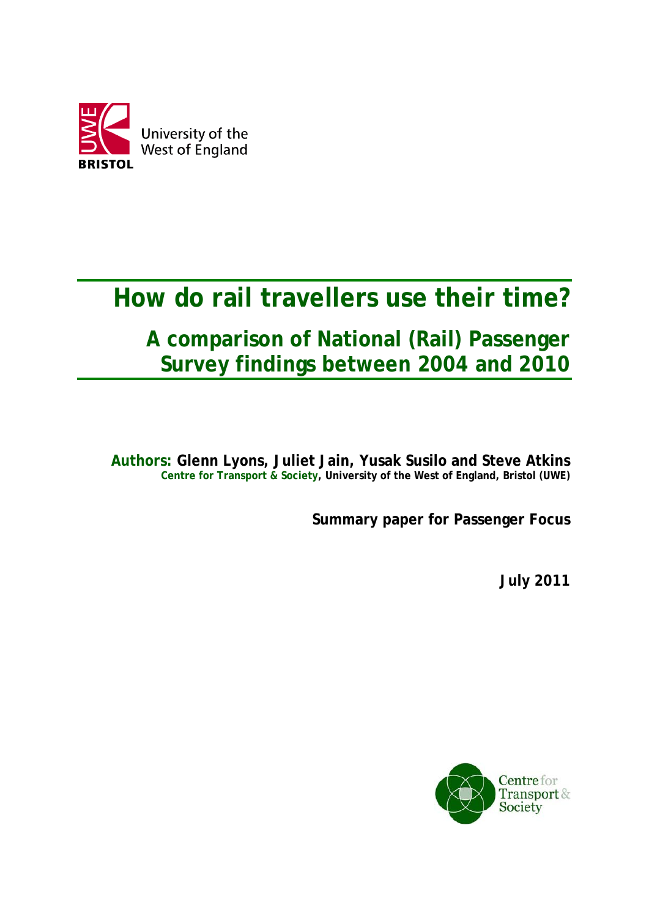University of the West of England

BRISTOL

# How do rail travellers use their time?

## A comparison of National (Rail) Passenger Survey findings between 2004 and 2010

**Authors: Glenn Lyons, Juliet Jain, Yusak Susilo and Steve Atkins**

**Centre for Transport & Society, University of the West of England, Bristol (UWE)**

**Summary paper for Passenger Focus**

**July 2011**

Centre for Transport & Society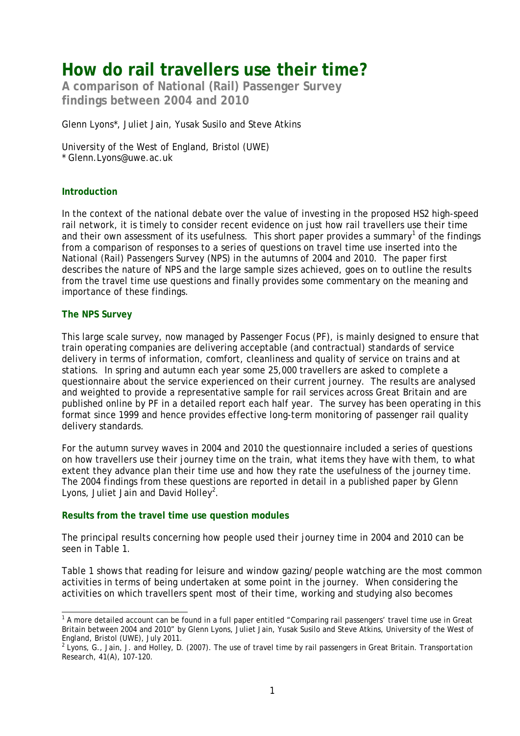# How do rail travellers use their time?

**A comparison of National (Rail) Passenger Survey findings between 2004 and 2010**

Glenn Lyons*, Juliet Jain, Yusak Susilo and Steve Atkins

University of the West of England, Bristol (UWE)
* Glenn.Lyons@uwe.ac.uk

### Introduction

In the context of the national debate over the value of investing in the proposed HS2 high-speed rail network, it is timely to consider recent evidence on just how rail travellers use their time and their own assessment of its usefulness. This short paper provides a summary[1] of the findings from a comparison of responses to a series of questions on travel time use inserted into the National (Rail) Passengers Survey (NPS) in the autumns of 2004 and 2010. The paper first describes the nature of NPS and the large sample sizes achieved, goes on to outline the results from the travel time use questions and finally provides some commentary on the meaning and importance of these findings.

### The NPS Survey

This large scale survey, now managed by Passenger Focus (PF), is mainly designed to ensure that train operating companies are delivering acceptable (and contractual) standards of service delivery in terms of information, comfort, cleanliness and quality of service on trains and at stations. In spring and autumn each year some 25,000 travellers are asked to complete a questionnaire about the service experienced on their current journey. The results are analysed and weighted to provide a representative sample for rail services across Great Britain and are published online by PF in a detailed report each half year. The survey has been operating in this format since 1999 and hence provides effective long-term monitoring of passenger rail quality delivery standards.

For the autumn survey waves in 2004 and 2010 the questionnaire included a series of questions on how travellers use their journey time on the train, what items they have with them, to what extent they advance plan their time use and how they rate the usefulness of the journey time. The 2004 findings from these questions are reported in detail in a published paper by Glenn Lyons, Juliet Jain and David Holley[2].

### Results from the travel time use question modules

The principal results concerning how people used their journey time in 2004 and 2010 can be seen in Table 1.

Table 1 shows that reading for leisure and window gazing/people watching are the most common activities in terms of being undertaken at some point in the journey. When considering the activities on which travellers spent most of their time, working and studying also becomes

[1] A more detailed account can be found in a full paper entitled "Comparing rail passengers' travel time use in Great Britain between 2004 and 2010" by Glenn Lyons, Juliet Jain, Yusak Susilo and Steve Atkins, University of the West of England, Bristol (UWE), July 2011.

[2] Lyons, G., Jain, J. and Holley, D. (2007). The use of travel time by rail passengers in Great Britain. *Transportation Research*, 41(A), 107-120.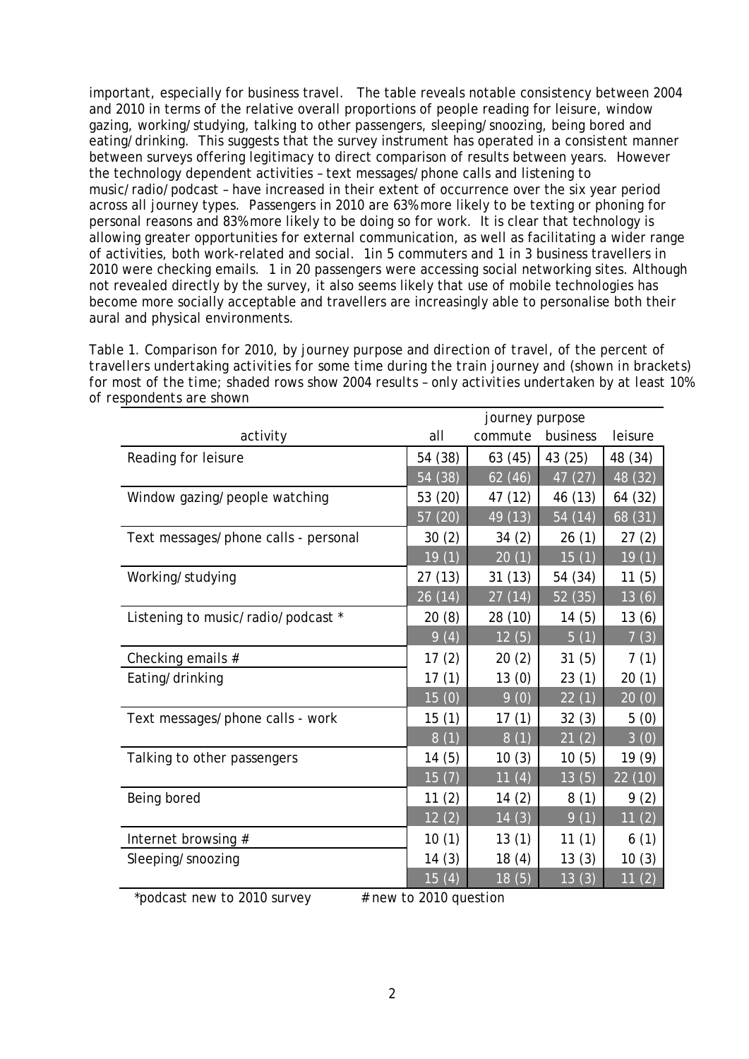important, especially for business travel. The table reveals notable consistency between 2004 and 2010 in terms of the relative overall proportions of people reading for leisure, window gazing, working/studying, talking to other passengers, sleeping/snoozing, being bored and eating/drinking. This suggests that the survey instrument has operated in a consistent manner between surveys offering legitimacy to direct comparison of results between years. However the technology dependent activities – text messages/phone calls and listening to music/radio/podcast – have increased in their extent of occurrence over the six year period across all journey types. Passengers in 2010 are 63% more likely to be texting or phoning for personal reasons and 83% more likely to be doing so for work. It is clear that technology is allowing greater opportunities for external communication, as well as facilitating a wider range of activities, both work-related and social. 1in 5 commuters and 1 in 3 business travellers in 2010 were checking emails. 1 in 20 passengers were accessing social networking sites. Although not revealed directly by the survey, it also seems likely that use of mobile technologies has become more socially acceptable and travellers are increasingly able to personalise both their aural and physical environments.

*Table 1. Comparison for 2010, by journey purpose and direction of travel, of the percent of travellers undertaking activities for some time during the train journey and (shown in brackets) for most of the time; shaded rows show 2004 results – only activities undertaken by at least 10% of respondents are shown*

| | journey purpose | | | |
|---|---|---|---|---|
| activity | all | commute | business | leisure |
| Reading for leisure | 54 (38) | 63 (45) | 43 (25) | 48 (34) |
| | 54 (38) | 62 (46) | 47 (27) | 48 (32) |
| Window gazing/people watching | 53 (20) | 47 (12) | 46 (13) | 64 (32) |
| | 57 (20) | 49 (13) | 54 (14) | 68 (31) |
| Text messages/phone calls - personal | 30 (2) | 34 (2) | 26 (1) | 27 (2) |
| | 19 (1) | 20 (1) | 15 (1) | 19 (1) |
| Working/studying | 27 (13) | 31 (13) | 54 (34) | 11 (5) |
| | 26 (14) | 27 (14) | 52 (35) | 13 (6) |
| Listening to music/radio/podcast * | 20 (8) | 28 (10) | 14 (5) | 13 (6) |
| | 9 (4) | 12 (5) | 5 (1) | 7 (3) |
| Checking emails # | 17 (2) | 20 (2) | 31 (5) | 7 (1) |
| Eating/drinking | 17 (1) | 13 (0) | 23 (1) | 20 (1) |
| | 15 (0) | 9 (0) | 22 (1) | 20 (0) |
| Text messages/phone calls - work | 15 (1) | 17 (1) | 32 (3) | 5 (0) |
| | 8 (1) | 8 (1) | 21 (2) | 3 (0) |
| Talking to other passengers | 14 (5) | 10 (3) | 10 (5) | 19 (9) |
| | 15 (7) | 11 (4) | 13 (5) | 22 (10) |
| Being bored | 11 (2) | 14 (2) | 8 (1) | 9 (2) |
| | 12 (2) | 14 (3) | 9 (1) | 11 (2) |
| Internet browsing # | 10 (1) | 13 (1) | 11 (1) | 6 (1) |
| Sleeping/snoozing | 14 (3) | 18 (4) | 13 (3) | 10 (3) |
| | 15 (4) | 18 (5) | 13 (3) | 11 (2) |

*podcast new to 2010 survey # new to 2010 question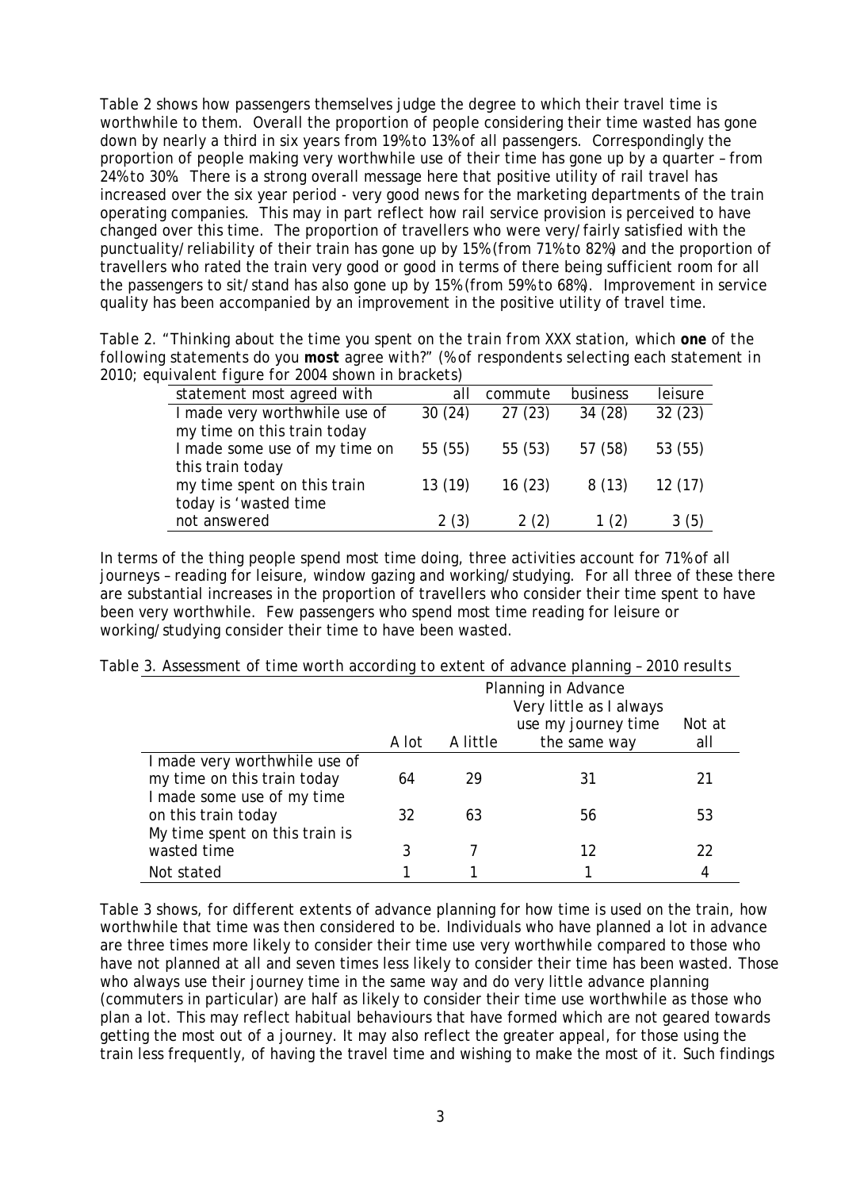Table 2 shows how passengers themselves judge the degree to which their travel time is worthwhile to them. Overall the proportion of people considering their time wasted has gone down by nearly a third in six years from 19% to 13% of all passengers. Correspondingly the proportion of people making very worthwhile use of their time has gone up by a quarter – from 24% to 30%. There is a strong overall message here that positive utility of rail travel has increased over the six year period - very good news for the marketing departments of the train operating companies. This may in part reflect how rail service provision is perceived to have changed over this time. The proportion of travellers who were very/fairly satisfied with the punctuality/reliability of their train has gone up by 15% (from 71% to 82%) and the proportion of travellers who rated the train very good or good in terms of there being sufficient room for all the passengers to sit/stand has also gone up by 15% (from 59% to 68%). Improvement in service quality has been accompanied by an improvement in the positive utility of travel time.

*Table 2. "Thinking about the time you spent on the train from XXX station, which **one** of the following statements do you **most** agree with?" (% of respondents selecting each statement in 2010; equivalent figure for 2004 shown in brackets)*

| statement most agreed with | all | commute | business | leisure |
|---|---|---|---|---|
| I made very worthwhile use of my time on this train today | 30 (24) | 27 (23) | 34 (28) | 32 (23) |
| I made some use of my time on this train today | 55 (55) | 55 (53) | 57 (58) | 53 (55) |
| my time spent on this train today is 'wasted time | 13 (19) | 16 (23) | 8 (13) | 12 (17) |
| not answered | 2 (3) | 2 (2) | 1 (2) | 3 (5) |

In terms of the thing people spend most time doing, three activities account for 71% of all journeys – reading for leisure, window gazing and working/studying. For all three of these there are substantial increases in the proportion of travellers who consider their time spent to have been very worthwhile. Few passengers who spend most time reading for leisure or working/studying consider their time to have been wasted.

*Table 3. Assessment of time worth according to extent of advance planning – 2010 results*

| | Planning in Advance | | | |
|---|---|---|---|---|
| | A lot | A little | Very little as I always use my journey time the same way | Not at all |
| I made very worthwhile use of my time on this train today | 64 | 29 | 31 | 21 |
| I made some use of my time on this train today | 32 | 63 | 56 | 53 |
| My time spent on this train is wasted time | 3 | 7 | 12 | 22 |
| Not stated | 1 | 1 | 1 | 4 |

Table 3 shows, for different extents of advance planning for how time is used on the train, how worthwhile that time was then considered to be. Individuals who have planned a lot in advance are three times more likely to consider their time use very worthwhile compared to those who have not planned at all and seven times less likely to consider their time has been wasted. Those who always use their journey time in the same way and do very little advance planning (commuters in particular) are half as likely to consider their time use worthwhile as those who plan a lot. This may reflect habitual behaviours that have formed which are not geared towards getting the most out of a journey. It may also reflect the greater appeal, for those using the train less frequently, of having the travel time and wishing to make the most of it. Such findings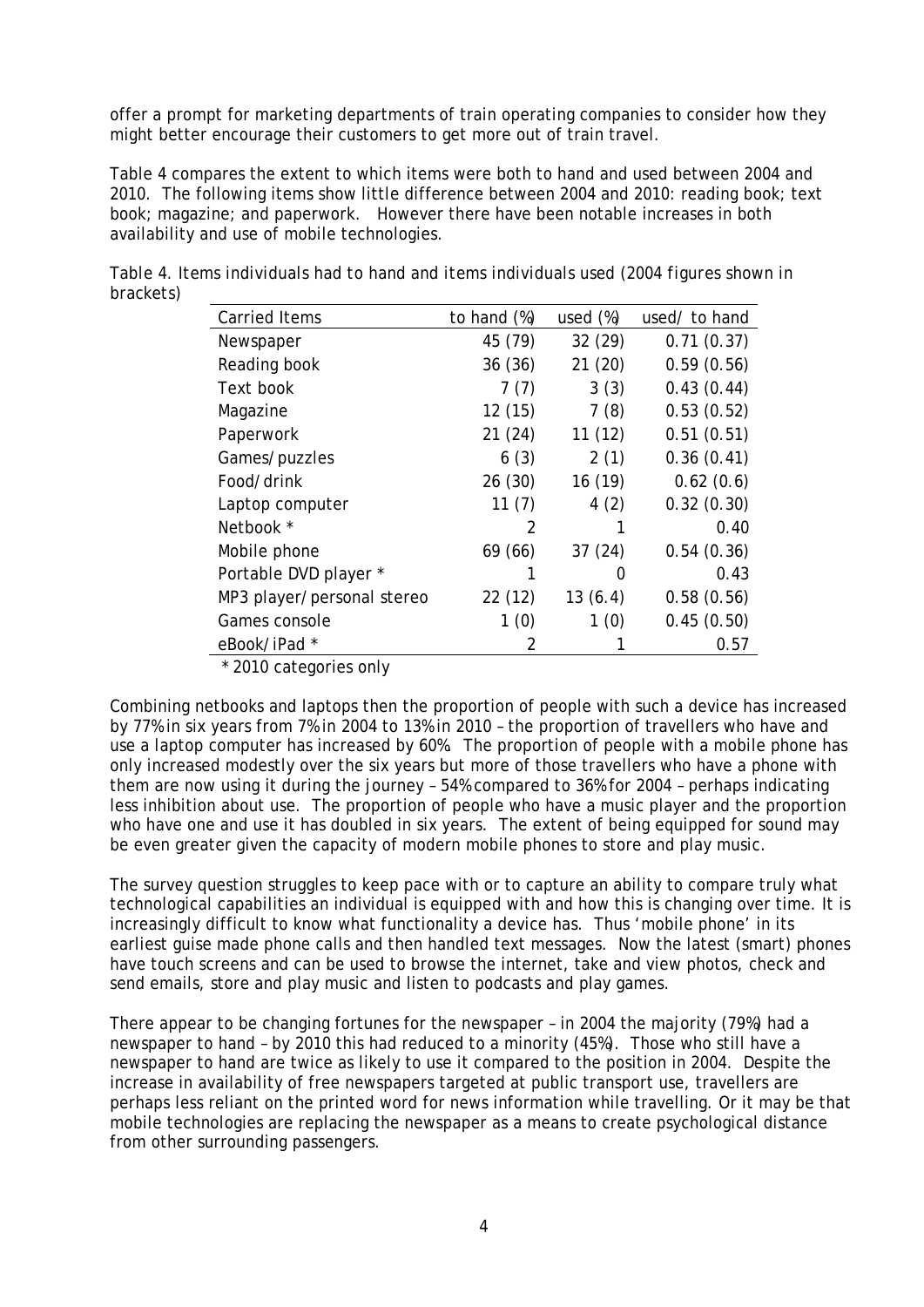offer a prompt for marketing departments of train operating companies to consider how they might better encourage their customers to get more out of train travel.

Table 4 compares the extent to which items were both to hand and used between 2004 and 2010. The following items show little difference between 2004 and 2010: reading book; text book; magazine; and paperwork. However there have been notable increases in both availability and use of mobile technologies.

Table 4. Items individuals had to hand and items individuals used (2004 figures shown in brackets)

| Carried Items | to hand (%) | used (%) | used/ to hand |
|---|---|---|---|
| Newspaper | 45 (79) | 32 (29) | 0.71 (0.37) |
| Reading book | 36 (36) | 21 (20) | 0.59 (0.56) |
| Text book | 7 (7) | 3 (3) | 0.43 (0.44) |
| Magazine | 12 (15) | 7 (8) | 0.53 (0.52) |
| Paperwork | 21 (24) | 11 (12) | 0.51 (0.51) |
| Games/puzzles | 6 (3) | 2 (1) | 0.36 (0.41) |
| Food/drink | 26 (30) | 16 (19) | 0.62 (0.6) |
| Laptop computer | 11 (7) | 4 (2) | 0.32 (0.30) |
| Netbook * | 2 | 1 | 0.40 |
| Mobile phone | 69 (66) | 37 (24) | 0.54 (0.36) |
| Portable DVD player * | 1 | 0 | 0.43 |
| MP3 player/personal stereo | 22 (12) | 13 (6.4) | 0.58 (0.56) |
| Games console | 1 (0) | 1 (0) | 0.45 (0.50) |
| eBook/iPad * | 2 | 1 | 0.57 |

\* 2010 categories only

Combining netbooks and laptops then the proportion of people with such a device has increased by 77% in six years from 7% in 2004 to 13% in 2010 – the proportion of travellers who have and use a laptop computer has increased by 60%. The proportion of people with a mobile phone has only increased modestly over the six years but more of those travellers who have a phone with them are now using it during the journey – 54% compared to 36% for 2004 – perhaps indicating less inhibition about use. The proportion of people who have a music player and the proportion who have one and use it has doubled in six years. The extent of being equipped for sound may be even greater given the capacity of modern mobile phones to store and play music.

The survey question struggles to keep pace with or to capture an ability to compare truly what technological capabilities an individual is equipped with and how this is changing over time. It is increasingly difficult to know what functionality a device has. Thus 'mobile phone' in its earliest guise made phone calls and then handled text messages. Now the latest (smart) phones have touch screens and can be used to browse the internet, take and view photos, check and send emails, store and play music and listen to podcasts and play games.

There appear to be changing fortunes for the newspaper – in 2004 the majority (79%) had a newspaper to hand – by 2010 this had reduced to a minority (45%). Those who still have a newspaper to hand are twice as likely to use it compared to the position in 2004. Despite the increase in availability of free newspapers targeted at public transport use, travellers are perhaps less reliant on the printed word for news information while travelling. Or it may be that mobile technologies are replacing the newspaper as a means to create psychological distance from other surrounding passengers.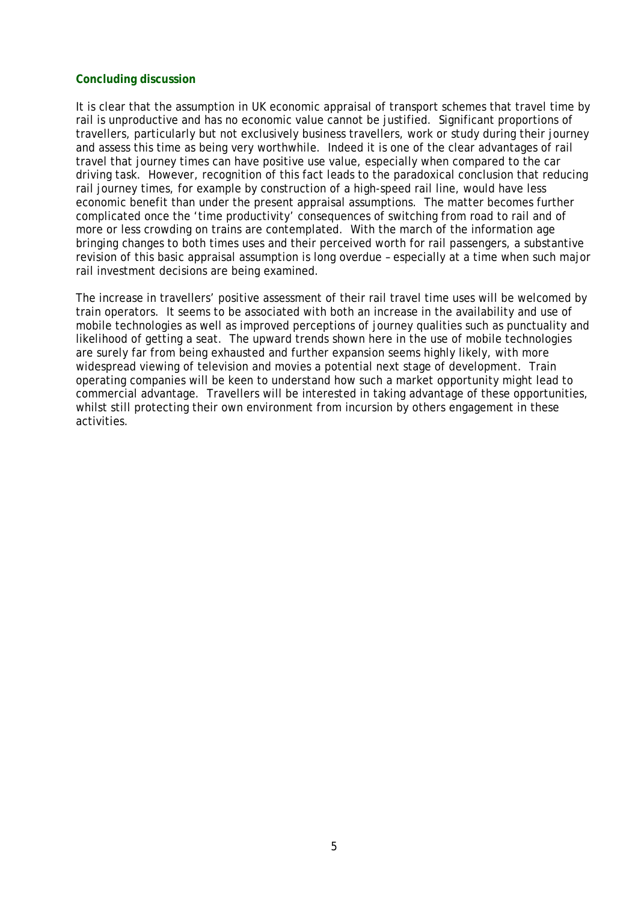## Concluding discussion

It is clear that the assumption in UK economic appraisal of transport schemes that travel time by rail is unproductive and has no economic value cannot be justified. Significant proportions of travellers, particularly but not exclusively business travellers, work or study during their journey and assess this time as being very worthwhile. Indeed it is one of the clear advantages of rail travel that journey times can have positive use value, especially when compared to the car driving task. However, recognition of this fact leads to the paradoxical conclusion that reducing rail journey times, for example by construction of a high-speed rail line, would have less economic benefit than under the present appraisal assumptions. The matter becomes further complicated once the 'time productivity' consequences of switching from road to rail and of more or less crowding on trains are contemplated. With the march of the information age bringing changes to both times uses and their perceived worth for rail passengers, a substantive revision of this basic appraisal assumption is long overdue – especially at a time when such major rail investment decisions are being examined.

The increase in travellers' positive assessment of their rail travel time uses will be welcomed by train operators. It seems to be associated with both an increase in the availability and use of mobile technologies as well as improved perceptions of journey qualities such as punctuality and likelihood of getting a seat. The upward trends shown here in the use of mobile technologies are surely far from being exhausted and further expansion seems highly likely, with more widespread viewing of television and movies a potential next stage of development. Train operating companies will be keen to understand how such a market opportunity might lead to commercial advantage. Travellers will be interested in taking advantage of these opportunities, whilst still protecting their own environment from incursion by others engagement in these activities.